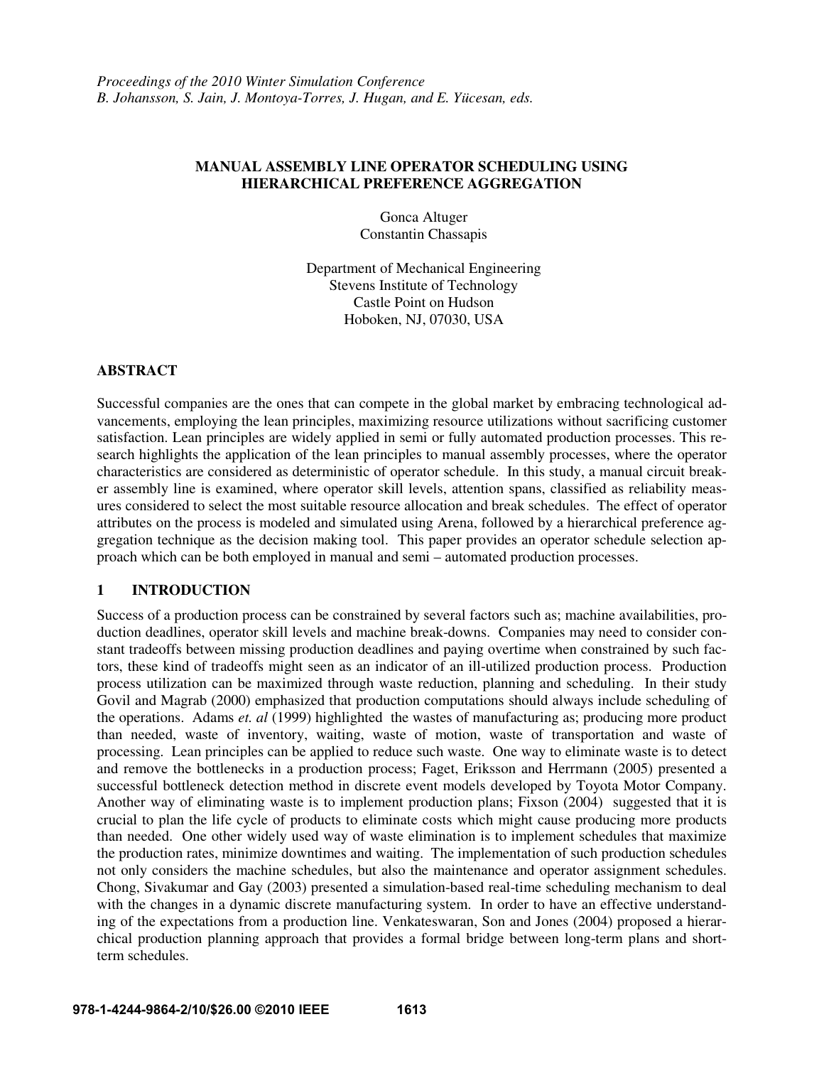*Proceedings of the 2010 Winter Simulation Conference*
*B. Johansson, S. Jain, J. Montoya-Torres, J. Hugan, and E. Yücesan, eds.*

# MANUAL ASSEMBLY LINE OPERATOR SCHEDULING USING HIERARCHICAL PREFERENCE AGGREGATION

Gonca Altuger
Constantin Chassapis

Department of Mechanical Engineering
Stevens Institute of Technology
Castle Point on Hudson
Hoboken, NJ, 07030, USA

## ABSTRACT

Successful companies are the ones that can compete in the global market by embracing technological advancements, employing the lean principles, maximizing resource utilizations without sacrificing customer satisfaction. Lean principles are widely applied in semi or fully automated production processes. This research highlights the application of the lean principles to manual assembly processes, where the operator characteristics are considered as deterministic of operator schedule. In this study, a manual circuit breaker assembly line is examined, where operator skill levels, attention spans, classified as reliability measures considered to select the most suitable resource allocation and break schedules. The effect of operator attributes on the process is modeled and simulated using Arena, followed by a hierarchical preference aggregation technique as the decision making tool. This paper provides an operator schedule selection approach which can be both employed in manual and semi – automated production processes.

## 1 INTRODUCTION

Success of a production process can be constrained by several factors such as; machine availabilities, production deadlines, operator skill levels and machine break-downs. Companies may need to consider constant tradeoffs between missing production deadlines and paying overtime when constrained by such factors, these kind of tradeoffs might seen as an indicator of an ill-utilized production process. Production process utilization can be maximized through waste reduction, planning and scheduling. In their study Govil and Magrab (2000) emphasized that production computations should always include scheduling of the operations. Adams *et. al* (1999) highlighted the wastes of manufacturing as; producing more product than needed, waste of inventory, waiting, waste of motion, waste of transportation and waste of processing. Lean principles can be applied to reduce such waste. One way to eliminate waste is to detect and remove the bottlenecks in a production process; Faget, Eriksson and Herrmann (2005) presented a successful bottleneck detection method in discrete event models developed by Toyota Motor Company. Another way of eliminating waste is to implement production plans; Fixson (2004) suggested that it is crucial to plan the life cycle of products to eliminate costs which might cause producing more products than needed. One other widely used way of waste elimination is to implement schedules that maximize the production rates, minimize downtimes and waiting. The implementation of such production schedules not only considers the machine schedules, but also the maintenance and operator assignment schedules. Chong, Sivakumar and Gay (2003) presented a simulation-based real-time scheduling mechanism to deal with the changes in a dynamic discrete manufacturing system. In order to have an effective understanding of the expectations from a production line. Venkateswaran, Son and Jones (2004) proposed a hierarchical production planning approach that provides a formal bridge between long-term plans and short-term schedules.

978-1-4244-9864-2/10/$26.00 ©2010 IEEE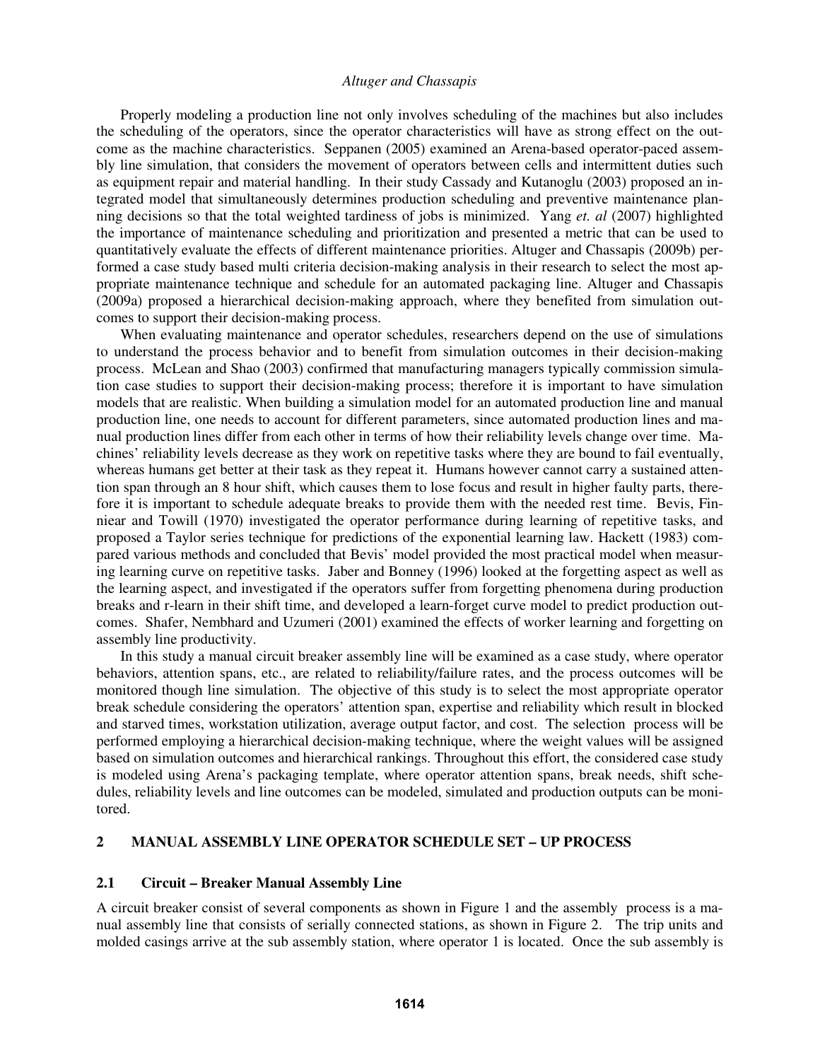Properly modeling a production line not only involves scheduling of the machines but also includes the scheduling of the operators, since the operator characteristics will have as strong effect on the outcome as the machine characteristics. Seppanen (2005) examined an Arena-based operator-paced assembly line simulation, that considers the movement of operators between cells and intermittent duties such as equipment repair and material handling. In their study Cassady and Kutanoglu (2003) proposed an integrated model that simultaneously determines production scheduling and preventive maintenance planning decisions so that the total weighted tardiness of jobs is minimized. Yang *et. al* (2007) highlighted the importance of maintenance scheduling and prioritization and presented a metric that can be used to quantitatively evaluate the effects of different maintenance priorities. Altuger and Chassapis (2009b) performed a case study based multi criteria decision-making analysis in their research to select the most appropriate maintenance technique and schedule for an automated packaging line. Altuger and Chassapis (2009a) proposed a hierarchical decision-making approach, where they benefited from simulation outcomes to support their decision-making process.

When evaluating maintenance and operator schedules, researchers depend on the use of simulations to understand the process behavior and to benefit from simulation outcomes in their decision-making process. McLean and Shao (2003) confirmed that manufacturing managers typically commission simulation case studies to support their decision-making process; therefore it is important to have simulation models that are realistic. When building a simulation model for an automated production line and manual production line, one needs to account for different parameters, since automated production lines and manual production lines differ from each other in terms of how their reliability levels change over time. Machines' reliability levels decrease as they work on repetitive tasks where they are bound to fail eventually, whereas humans get better at their task as they repeat it. Humans however cannot carry a sustained attention span through an 8 hour shift, which causes them to lose focus and result in higher faulty parts, therefore it is important to schedule adequate breaks to provide them with the needed rest time. Bevis, Finniear and Towill (1970) investigated the operator performance during learning of repetitive tasks, and proposed a Taylor series technique for predictions of the exponential learning law. Hackett (1983) compared various methods and concluded that Bevis' model provided the most practical model when measuring learning curve on repetitive tasks. Jaber and Bonney (1996) looked at the forgetting aspect as well as the learning aspect, and investigated if the operators suffer from forgetting phenomena during production breaks and r-learn in their shift time, and developed a learn-forget curve model to predict production outcomes. Shafer, Nembhard and Uzumeri (2001) examined the effects of worker learning and forgetting on assembly line productivity.

In this study a manual circuit breaker assembly line will be examined as a case study, where operator behaviors, attention spans, etc., are related to reliability/failure rates, and the process outcomes will be monitored though line simulation. The objective of this study is to select the most appropriate operator break schedule considering the operators' attention span, expertise and reliability which result in blocked and starved times, workstation utilization, average output factor, and cost. The selection process will be performed employing a hierarchical decision-making technique, where the weight values will be assigned based on simulation outcomes and hierarchical rankings. Throughout this effort, the considered case study is modeled using Arena's packaging template, where operator attention spans, break needs, shift schedules, reliability levels and line outcomes can be modeled, simulated and production outputs can be monitored.

## 2 MANUAL ASSEMBLY LINE OPERATOR SCHEDULE SET – UP PROCESS

### 2.1 Circuit – Breaker Manual Assembly Line

A circuit breaker consist of several components as shown in Figure 1 and the assembly process is a manual assembly line that consists of serially connected stations, as shown in Figure 2. The trip units and molded casings arrive at the sub assembly station, where operator 1 is located. Once the sub assembly is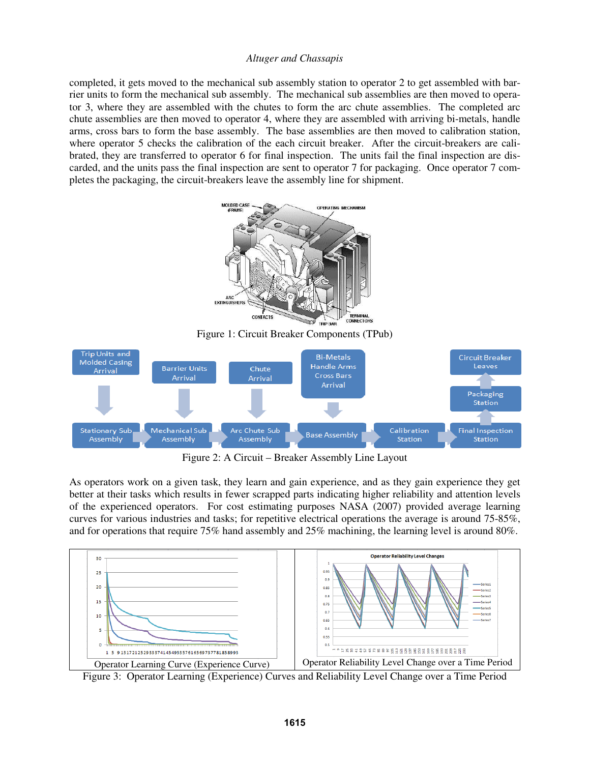completed, it gets moved to the mechanical sub assembly station to operator 2 to get assembled with barrier units to form the mechanical sub assembly. The mechanical sub assemblies are then moved to operator 3, where they are assembled with the chutes to form the arc chute assemblies. The completed arc chute assemblies are then moved to operator 4, where they are assembled with arriving bi-metals, handle arms, cross bars to form the base assembly. The base assemblies are then moved to calibration station, where operator 5 checks the calibration of the each circuit breaker. After the circuit-breakers are calibrated, they are transferred to operator 6 for final inspection. The units fail the final inspection are discarded, and the units pass the final inspection are sent to operator 7 for packaging. Once operator 7 completes the packaging, the circuit-breakers leave the assembly line for shipment.

Figure 1: Circuit Breaker Components (TPub)

Figure 2: A Circuit – Breaker Assembly Line Layout

As operators work on a given task, they learn and gain experience, and as they gain experience they get better at their tasks which results in fewer scrapped parts indicating higher reliability and attention levels of the experienced operators. For cost estimating purposes NASA (2007) provided average learning curves for various industries and tasks; for repetitive electrical operations the average is around 75-85%, and for operations that require 75% hand assembly and 25% machining, the learning level is around 80%.

Operator Learning Curve (Experience Curve)

Operator Reliability Level Change over a Time Period

Figure 3: Operator Learning (Experience) Curves and Reliability Level Change over a Time Period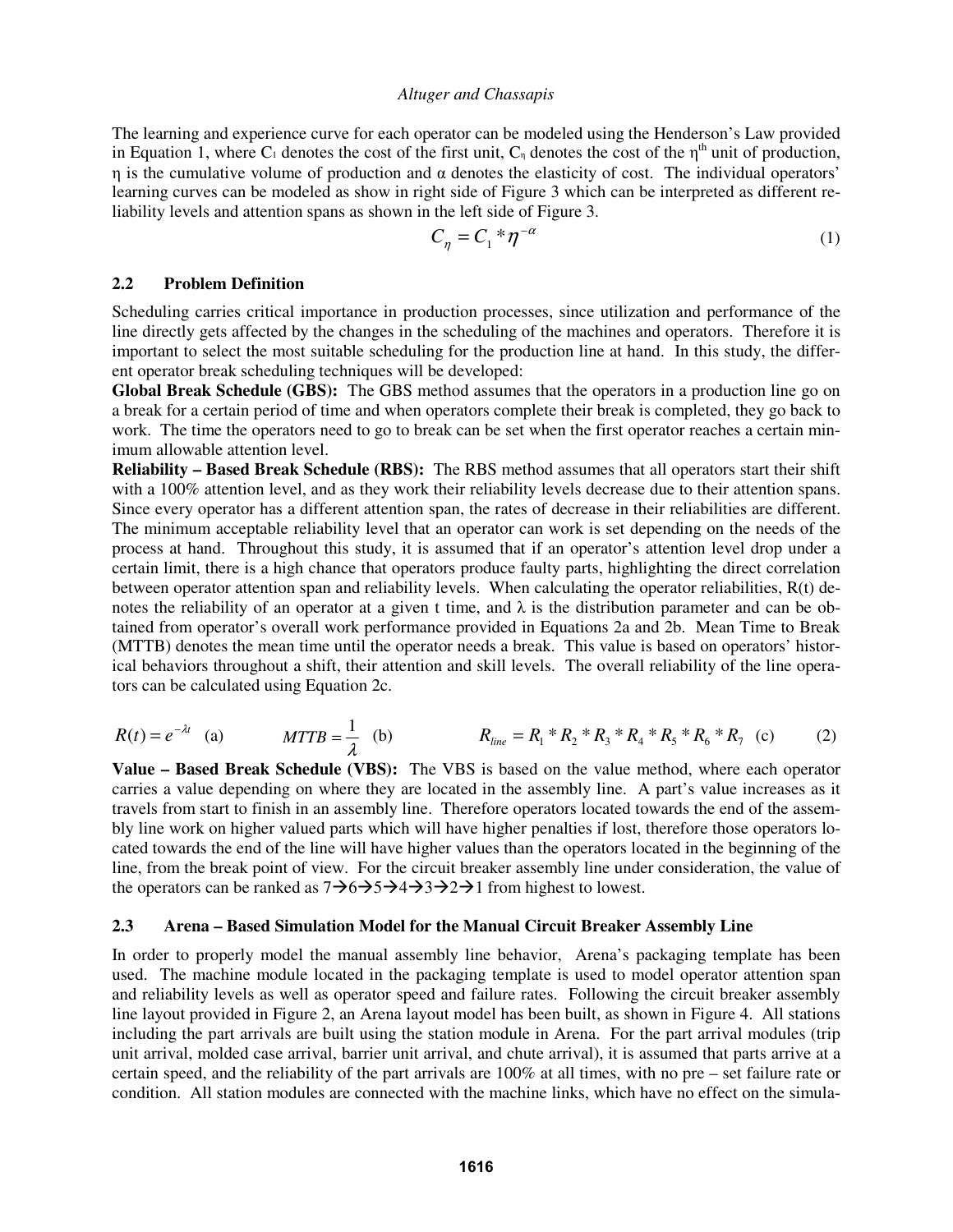The learning and experience curve for each operator can be modeled using the Henderson's Law provided in Equation 1, where $C_1$ denotes the cost of the first unit, $C_\eta$ denotes the cost of the $\eta^{th}$ unit of production, $\eta$ is the cumulative volume of production and $\alpha$ denotes the elasticity of cost. The individual operators' learning curves can be modeled as show in right side of Figure 3 which can be interpreted as different reliability levels and attention spans as shown in the left side of Figure 3.

$$C_\eta = C_1 * \eta^{-\alpha} \tag{1}$$

### 2.2 Problem Definition

Scheduling carries critical importance in production processes, since utilization and performance of the line directly gets affected by the changes in the scheduling of the machines and operators. Therefore it is important to select the most suitable scheduling for the production line at hand. In this study, the different operator break scheduling techniques will be developed:

**Global Break Schedule (GBS):** The GBS method assumes that the operators in a production line go on a break for a certain period of time and when operators complete their break is completed, they go back to work. The time the operators need to go to break can be set when the first operator reaches a certain minimum allowable attention level.

**Reliability – Based Break Schedule (RBS):** The RBS method assumes that all operators start their shift with a 100% attention level, and as they work their reliability levels decrease due to their attention spans. Since every operator has a different attention span, the rates of decrease in their reliabilities are different. The minimum acceptable reliability level that an operator can work is set depending on the needs of the process at hand. Throughout this study, it is assumed that if an operator's attention level drop under a certain limit, there is a high chance that operators produce faulty parts, highlighting the direct correlation between operator attention span and reliability levels. When calculating the operator reliabilities, $R(t)$ denotes the reliability of an operator at a given t time, and $\lambda$ is the distribution parameter and can be obtained from operator's overall work performance provided in Equations 2a and 2b. Mean Time to Break (MTTB) denotes the mean time until the operator needs a break. This value is based on operators' historical behaviors throughout a shift, their attention and skill levels. The overall reliability of the line operators can be calculated using Equation 2c.

$$R(t) = e^{-\lambda t} \quad \text{(a)} \qquad MTTB = \frac{1}{\lambda} \quad \text{(b)} \qquad R_{line} = R_1 * R_2 * R_3 * R_4 * R_5 * R_6 * R_7 \quad \text{(c)} \tag{2}$$

**Value – Based Break Schedule (VBS):** The VBS is based on the value method, where each operator carries a value depending on where they are located in the assembly line. A part's value increases as it travels from start to finish in an assembly line. Therefore operators located towards the end of the assembly line work on higher valued parts which will have higher penalties if lost, therefore those operators located towards the end of the line will have higher values than the operators located in the beginning of the line, from the break point of view. For the circuit breaker assembly line under consideration, the value of the operators can be ranked as 7→6→5→4→3→2→1 from highest to lowest.

### 2.3 Arena – Based Simulation Model for the Manual Circuit Breaker Assembly Line

In order to properly model the manual assembly line behavior, Arena's packaging template has been used. The machine module located in the packaging template is used to model operator attention span and reliability levels as well as operator speed and failure rates. Following the circuit breaker assembly line layout provided in Figure 2, an Arena layout model has been built, as shown in Figure 4. All stations including the part arrivals are built using the station module in Arena. For the part arrival modules (trip unit arrival, molded case arrival, barrier unit arrival, and chute arrival), it is assumed that parts arrive at a certain speed, and the reliability of the part arrivals are 100% at all times, with no pre – set failure rate or condition. All station modules are connected with the machine links, which have no effect on the simula-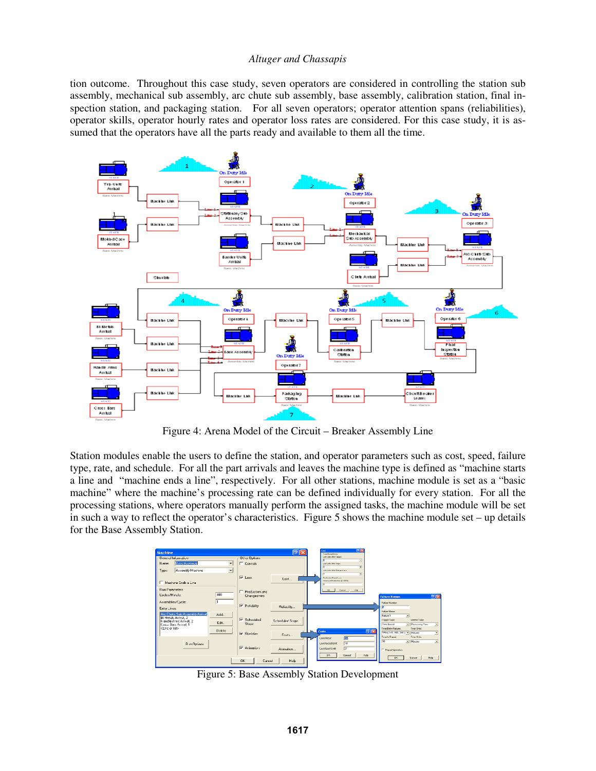tion outcome. Throughout this case study, seven operators are considered in controlling the station sub assembly, mechanical sub assembly, arc chute sub assembly, base assembly, calibration station, final inspection station, and packaging station. For all seven operators; operator attention spans (reliabilities), operator skills, operator hourly rates and operator loss rates are considered. For this case study, it is assumed that the operators have all the parts ready and available to them all the time.

Figure 4: Arena Model of the Circuit – Breaker Assembly Line

Station modules enable the users to define the station, and operator parameters such as cost, speed, failure type, rate, and schedule. For all the part arrivals and leaves the machine type is defined as "machine starts a line and "machine ends a line", respectively. For all other stations, machine module is set as a "basic machine" where the machine's processing rate can be defined individually for every station. For all the processing stations, where operators manually perform the assigned tasks, the machine module will be set in such a way to reflect the operator's characteristics. Figure 5 shows the machine module set – up details for the Base Assembly Station.

Figure 5: Base Assembly Station Development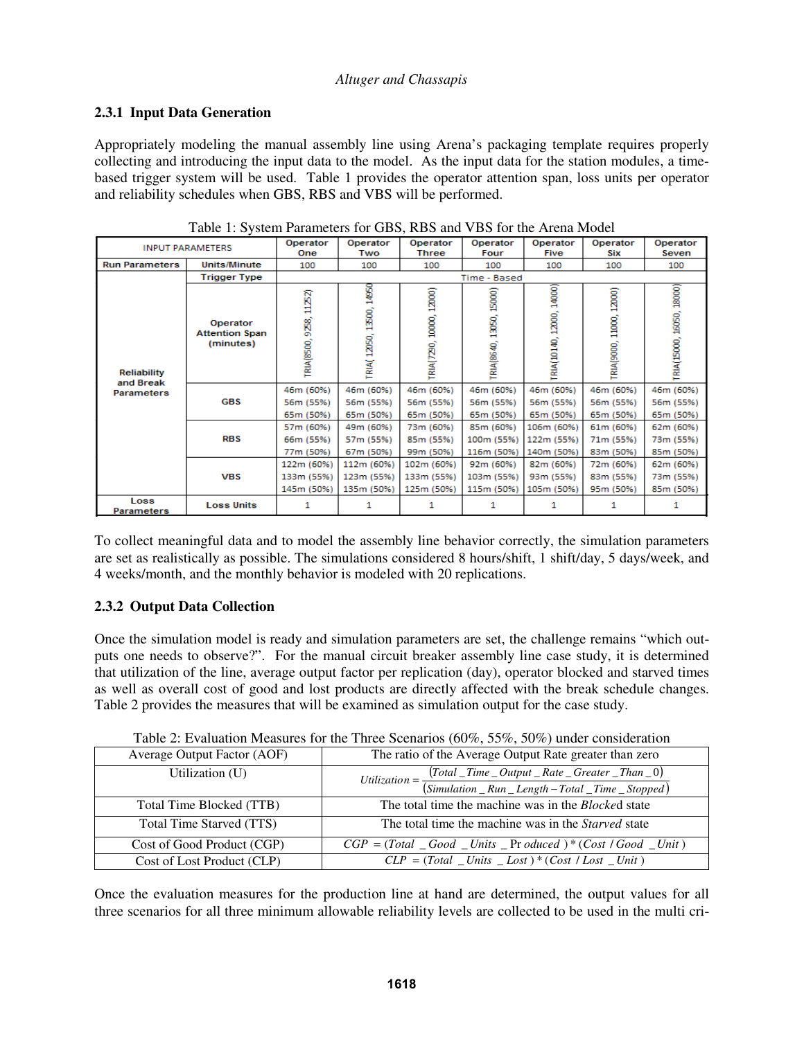### 2.3.1 Input Data Generation

Appropriately modeling the manual assembly line using Arena's packaging template requires properly collecting and introducing the input data to the model. As the input data for the station modules, a time-based trigger system will be used. Table 1 provides the operator attention span, loss units per operator and reliability schedules when GBS, RBS and VBS will be performed.

Table 1: System Parameters for GBS, RBS and VBS for the Arena Model

| INPUT PARAMETERS | | Operator One | Operator Two | Operator Three | Operator Four | Operator Five | Operator Six | Operator Seven |
|---|---|---|---|---|---|---|---|---|
| Run Parameters | Units/Minute | 100 | 100 | 100 | 100 | 100 | 100 | 100 |
| Reliability and Break Parameters | Trigger Type | Time - Based | | | | | | |
| | Operator Attention Span (minutes) | TRIA(8500, 9258, 11252) | TRIA( 12050, 13500, 14950 | TRIA(7290, 10000, 12000) | TRIA(8640, 13050, 15000) | TRIA(10140, 12000, 14000) | TRIA(9000, 11000, 12000) | TRIA(15000, 16050, 18000) |
| | GBS | 46m (60%) 56m (55%) 65m (50%) | 46m (60%) 56m (55%) 65m (50%) | 46m (60%) 56m (55%) 65m (50%) | 46m (60%) 56m (55%) 65m (50%) | 46m (60%) 56m (55%) 65m (50%) | 46m (60%) 56m (55%) 65m (50%) | 46m (60%) 56m (55%) 65m (50%) |
| | RBS | 57m (60%) 66m (55%) 77m (50%) | 49m (60%) 57m (55%) 67m (50%) | 73m (60%) 85m (55%) 99m (50%) | 85m (60%) 100m (55%) 116m (50%) | 106m (60%) 122m (55%) 140m (50%) | 61m (60%) 71m (55%) 83m (50%) | 62m (60%) 73m (55%) 85m (50%) |
| | VBS | 122m (60%) 133m (55%) 145m (50%) | 112m (60%) 123m (55%) 135m (50%) | 102m (60%) 133m (55%) 125m (50%) | 92m (60%) 103m (55%) 115m (50%) | 82m (60%) 93m (55%) 105m (50%) | 72m (60%) 83m (55%) 95m (50%) | 62m (60%) 73m (55%) 85m (50%) |
| Loss Parameters | Loss Units | 1 | 1 | 1 | 1 | 1 | 1 | 1 |

To collect meaningful data and to model the assembly line behavior correctly, the simulation parameters are set as realistically as possible. The simulations considered 8 hours/shift, 1 shift/day, 5 days/week, and 4 weeks/month, and the monthly behavior is modeled with 20 replications.

### 2.3.2 Output Data Collection

Once the simulation model is ready and simulation parameters are set, the challenge remains "which outputs one needs to observe?". For the manual circuit breaker assembly line case study, it is determined that utilization of the line, average output factor per replication (day), operator blocked and starved times as well as overall cost of good and lost products are directly affected with the break schedule changes. Table 2 provides the measures that will be examined as simulation output for the case study.

Table 2: Evaluation Measures for the Three Scenarios (60%, 55%, 50%) under consideration

| | |
|---|---|
| Average Output Factor (AOF) | The ratio of the Average Output Rate greater than zero |
| Utilization (U) | $Utilization = \dfrac{(Total\_Time\_Output\_Rate\_Greater\_Than\_0)}{(Simulation\_Run\_Length - Total\_Time\_Stopped)}$ |
| Total Time Blocked (TTB) | The total time the machine was in the *Blocked* state |
| Total Time Starved (TTS) | The total time the machine was in the *Starved* state |
| Cost of Good Product (CGP) | $CGP = (Total\_Good\_Units\_Produced) * (Cost / Good\_Unit)$ |
| Cost of Lost Product (CLP) | $CLP = (Total\_Units\_Lost) * (Cost / Lost\_Unit)$ |

Once the evaluation measures for the production line at hand are determined, the output values for all three scenarios for all three minimum allowable reliability levels are collected to be used in the multi cri-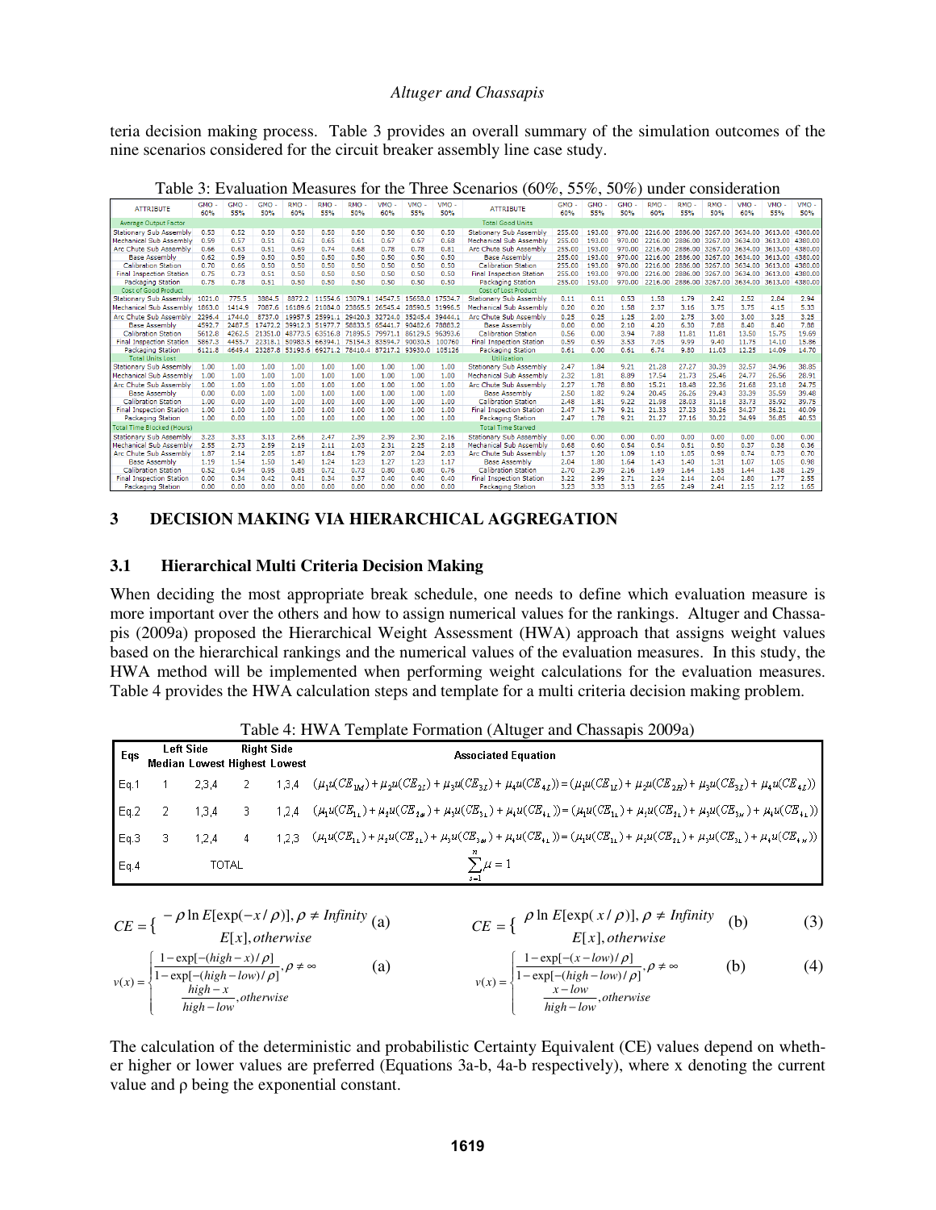teria decision making process. Table 3 provides an overall summary of the simulation outcomes of the nine scenarios considered for the circuit breaker assembly line case study.

Table 3: Evaluation Measures for the Three Scenarios (60%, 55%, 50%) under consideration

| ATTRIBUTE | GMO - 60% | GMO - 55% | GMO - 50% | RMO - 60% | RMO - 55% | RMO - 50% | VMO - 60% | VMO - 55% | VMO - 50% | ATTRIBUTE | GMO - 60% | GMO - 55% | GMO - 50% | RMO - 60% | RMO - 55% | RMO - 50% | VMO - 60% | VMO - 55% | VMO - 50% |
|---|---|---|---|---|---|---|---|---|---|---|---|---|---|---|---|---|---|---|---|
| Average Output Factor | | | | | | | | | | Total Good Units | | | | | | | | | |
| Stationary Sub Assembly | 0.53 | 0.52 | 0.50 | 0.50 | 0.50 | 0.50 | 0.50 | 0.50 | 0.50 | Stationary Sub Assembly | 255.00 | 193.00 | 970.00 | 2216.00 | 2886.00 | 3267.00 | 3634.00 | 3613.00 | 4380.00 |
| Mechanical Sub Assembly | 0.59 | 0.57 | 0.51 | 0.62 | 0.65 | 0.61 | 0.67 | 0.67 | 0.68 | Mechanical Sub Assembly | 255.00 | 193.00 | 970.00 | 2216.00 | 2886.00 | 3267.00 | 3634.00 | 3613.00 | 4380.00 |
| Arc Chute Sub Assembly | 0.66 | 0.63 | 0.51 | 0.69 | 0.74 | 0.68 | 0.78 | 0.78 | 0.81 | Arc Chute Sub Assembly | 255.00 | 193.00 | 970.00 | 2216.00 | 2886.00 | 3267.00 | 3634.00 | 3613.00 | 4380.00 |
| Base Assembly | 0.62 | 0.59 | 0.50 | 0.50 | 0.50 | 0.50 | 0.50 | 0.50 | 0.50 | Base Assembly | 255.00 | 193.00 | 970.00 | 2216.00 | 2886.00 | 3267.00 | 3634.00 | 3613.00 | 4380.00 |
| Calibration Station | 0.70 | 0.66 | 0.50 | 0.50 | 0.50 | 0.50 | 0.50 | 0.50 | 0.50 | Calibration Station | 255.00 | 193.00 | 970.00 | 2216.00 | 2886.00 | 3267.00 | 3634.00 | 3613.00 | 4380.00 |
| Final Inspection Station | 0.75 | 0.73 | 0.51 | 0.50 | 0.50 | 0.50 | 0.50 | 0.50 | 0.50 | Final Inspection Station | 255.00 | 193.00 | 970.00 | 2216.00 | 2886.00 | 3267.00 | 3634.00 | 3613.00 | 4380.00 |
| Packaging Station | 0.75 | 0.78 | 0.51 | 0.50 | 0.50 | 0.50 | 0.50 | 0.50 | 0.50 | Packaging Station | 255.00 | 193.00 | 970.00 | 2216.00 | 2886.00 | 3267.00 | 3634.00 | 3613.00 | 4380.00 |
| Cost of Good Product | | | | | | | | | | Cost of Lost Product | | | | | | | | | |
| Stationary Sub Assembly | 1021.0 | 775.5 | 3884.5 | 8872.2 | 11554.6 | 13079.1 | 14547.5 | 15658.0 | 17534.7 | Stationary Sub Assembly | 0.11 | 0.11 | 0.53 | 1.58 | 1.79 | 2.42 | 2.52 | 2.64 | 2.94 |
| Mechanical Sub Assembly | 1863.0 | 1414.9 | 7087.6 | 16189.6 | 21084.0 | 23865.5 | 26545.4 | 28580.5 | 31996.5 | Mechanical Sub Assembly | 0.20 | 0.20 | 1.58 | 2.37 | 3.16 | 3.75 | 3.75 | 4.15 | 5.33 |
| Arc Chute Sub Assembly | 2295.4 | 1744.0 | 8737.0 | 19957.5 | 25991.1 | 29420.3 | 32724.0 | 35245.4 | 39444.1 | Arc Chute Sub Assembly | 0.25 | 0.25 | 1.25 | 2.00 | 2.75 | 3.00 | 3.00 | 3.25 | 3.25 |
| Base Assembly | 4592.7 | 2487.5 | 17472.2 | 39912.3 | 51977.7 | 58833.5 | 65441.7 | 70482.6 | 78883.2 | Base Assembly | 0.00 | 0.00 | 2.10 | 4.20 | 6.30 | 7.88 | 8.40 | 8.40 | 7.88 |
| Calibration Station | 5612.8 | 4262.5 | 21351.0 | 48773.5 | 63516.8 | 71895.5 | 79971.1 | 86129.5 | 96393.6 | Calibration Station | 0.56 | 0.00 | 3.94 | 7.88 | 11.81 | 11.81 | 13.50 | 15.75 | 19.69 |
| Final Inspection Station | 5867.3 | 4455.7 | 22318.1 | 50983.5 | 66394.1 | 75154.3 | 83594.7 | 90030.5 | 100760 | Final Inspection Station | 0.59 | 0.59 | 3.53 | 7.05 | 9.99 | 9.40 | 11.75 | 14.10 | 15.86 |
| Packaging Station | 6121.8 | 4649.4 | 23287.8 | 53193.6 | 69271.2 | 78410.4 | 87217.2 | 93930.0 | 105126 | Packaging Station | 0.61 | 0.00 | 0.61 | 6.74 | 9.80 | 11.03 | 12.25 | 14.09 | 14.70 |
| Total Units Lost | | | | | | | | | | Utilization | | | | | | | | | |
| Stationary Sub Assembly | 1.00 | 1.00 | 1.00 | 1.00 | 1.00 | 1.00 | 1.00 | 1.00 | 1.00 | Stationary Sub Assembly | 2.47 | 1.84 | 9.21 | 21.28 | 27.27 | 30.39 | 32.57 | 34.96 | 38.85 |
| Mechanical Sub Assembly | 1.00 | 1.00 | 1.00 | 1.00 | 1.00 | 1.00 | 1.00 | 1.00 | 1.00 | Mechanical Sub Assembly | 2.32 | 1.81 | 8.89 | 17.54 | 21.73 | 25.46 | 24.77 | 26.56 | 28.91 |
| Arc Chute Sub Assembly | 1.00 | 1.00 | 1.00 | 1.00 | 1.00 | 1.00 | 1.00 | 1.00 | 1.00 | Arc Chute Sub Assembly | 2.27 | 1.78 | 8.80 | 15.21 | 18.48 | 22.36 | 21.68 | 23.18 | 24.75 |
| Base Assembly | 0.00 | 0.00 | 1.00 | 1.00 | 1.00 | 1.00 | 1.00 | 1.00 | 1.00 | Base Assembly | 2.50 | 1.82 | 9.24 | 20.45 | 26.26 | 29.43 | 33.39 | 35.59 | 39.48 |
| Calibration Station | 1.00 | 0.00 | 1.00 | 1.00 | 1.00 | 1.00 | 1.00 | 1.00 | 1.00 | Calibration Station | 2.48 | 1.81 | 9.22 | 21.98 | 28.03 | 31.18 | 33.73 | 35.92 | 39.75 |
| Final Inspection Station | 1.00 | 1.00 | 1.00 | 1.00 | 1.00 | 1.00 | 1.00 | 1.00 | 1.00 | Final Inspection Station | 2.47 | 1.79 | 9.21 | 21.33 | 27.23 | 30.26 | 34.27 | 36.21 | 40.09 |
| Packaging Station | 1.00 | 0.00 | 1.00 | 1.00 | 1.00 | 1.00 | 1.00 | 1.00 | 1.00 | Packaging Station | 2.47 | 1.78 | 9.21 | 21.27 | 27.16 | 30.22 | 34.99 | 36.85 | 40.53 |
| Total Time Blocked (Hours) | | | | | | | | | | Total Time Starved | | | | | | | | | |
| Stationary Sub Assembly | 3.23 | 3.33 | 3.13 | 2.66 | 2.47 | 2.39 | 2.39 | 2.30 | 2.16 | Stationary Sub Assembly | 0.00 | 0.00 | 0.00 | 0.00 | 0.00 | 0.00 | 0.00 | 0.00 | 0.00 |
| Mechanical Sub Assembly | 2.55 | 2.73 | 2.59 | 2.19 | 2.11 | 2.03 | 2.31 | 2.25 | 2.18 | Mechanical Sub Assembly | 0.68 | 0.60 | 0.54 | 0.54 | 0.51 | 0.50 | 0.37 | 0.38 | 0.36 |
| Arc Chute Sub Assembly | 1.87 | 2.14 | 2.05 | 1.87 | 1.84 | 1.79 | 2.07 | 2.04 | 2.03 | Arc Chute Sub Assembly | 1.37 | 1.20 | 1.09 | 1.10 | 1.05 | 0.99 | 0.74 | 0.73 | 0.70 |
| Base Assembly | 1.19 | 1.54 | 1.50 | 1.40 | 1.24 | 1.23 | 1.27 | 1.23 | 1.17 | Base Assembly | 2.04 | 1.80 | 1.64 | 1.43 | 1.40 | 1.31 | 1.07 | 1.05 | 0.98 |
| Calibration Station | 0.52 | 0.94 | 0.95 | 0.85 | 0.72 | 0.73 | 0.80 | 0.80 | 0.76 | Calibration Station | 2.70 | 2.39 | 2.16 | 1.69 | 1.64 | 1.55 | 1.44 | 1.38 | 1.29 |
| Final Inspection Station | 0.00 | 0.34 | 0.42 | 0.41 | 0.34 | 0.37 | 0.40 | 0.40 | 0.40 | Final Inspection Station | 3.22 | 2.99 | 2.71 | 2.24 | 2.14 | 2.04 | 2.80 | 1.77 | 2.55 |
| Packaging Station | 0.00 | 0.00 | 0.00 | 0.00 | 0.00 | 0.00 | 0.00 | 0.00 | 0.00 | Packaging Station | 3.23 | 3.33 | 3.13 | 2.65 | 2.49 | 2.41 | 2.15 | 2.12 | 1.65 |

## 3 DECISION MAKING VIA HIERARCHICAL AGGREGATION

### 3.1 Hierarchical Multi Criteria Decision Making

When deciding the most appropriate break schedule, one needs to define which evaluation measure is more important over the others and how to assign numerical values for the rankings. Altuger and Chassapis (2009a) proposed the Hierarchical Weight Assessment (HWA) approach that assigns weight values based on the hierarchical rankings and the numerical values of the evaluation measures. In this study, the HWA method will be implemented when performing weight calculations for the evaluation measures. Table 4 provides the HWA calculation steps and template for a multi criteria decision making problem.

Table 4: HWA Template Formation (Altuger and Chassapis 2009a)

| Eqs | Left Side Median | Left Side Lowest | Right Side Highest | Right Side Lowest | Associated Equation |
|---|---|---|---|---|---|
| Eq.1 | 1 | 2,3,4 | 2 | 1,3,4 | $(\mu_1 u(CE_{1M}) + \mu_2 u(CE_{2L}) + \mu_3 u(CE_{3L}) + \mu_4 u(CE_{4L})) = (\mu_1 u(CE_{1L}) + \mu_2 u(CE_{2H}) + \mu_3 u(CE_{3L}) + \mu_4 u(CE_{4L}))$ |
| Eq.2 | 2 | 1,3,4 | 3 | 1,2,4 | $(\mu_1 u(CE_{1L}) + \mu_2 u(CE_{2M}) + \mu_3 u(CE_{3L}) + \mu_4 u(CE_{4L})) = (\mu_1 u(CE_{1L}) + \mu_2 u(CE_{2L}) + \mu_3 u(CE_{3H}) + \mu_4 u(CE_{4L}))$ |
| Eq.3 | 3 | 1,2,4 | 4 | 1,2,3 | $(\mu_1 u(CE_{1L}) + \mu_2 u(CE_{2L}) + \mu_3 u(CE_{3M}) + \mu_4 u(CE_{4L})) = (\mu_1 u(CE_{1L}) + \mu_2 u(CE_{2L}) + \mu_3 u(CE_{3L}) + \mu_4 u(CE_{4H}))$ |
| Eq.4 | TOTAL | | | | $\sum_{i=1}^{n} \mu = 1$ |

$$CE = \begin{cases} -\rho \ln E[\exp(-x/\rho)], \rho \neq Infinity \\ E[x], otherwise \end{cases} \text{(a)} \qquad CE = \begin{cases} \rho \ln E[\exp(x/\rho)], \rho \neq Infinity \\ E[x], otherwise \end{cases} \text{(b)} \qquad (3)$$

$$v(x) = \begin{cases} \dfrac{1-\exp[-(high-x)/\rho]}{1-\exp[-(high-low)/\rho]}, \rho \neq \infty \\ \dfrac{high-x}{high-low}, otherwise \end{cases} \text{(a)} \qquad v(x) = \begin{cases} \dfrac{1-\exp[-(x-low)/\rho]}{1-\exp[-(high-low)/\rho]}, \rho \neq \infty \\ \dfrac{x-low}{high-low}, otherwise \end{cases} \text{(b)} \qquad (4)$$

The calculation of the deterministic and probabilistic Certainty Equivalent (CE) values depend on whether higher or lower values are preferred (Equations 3a-b, 4a-b respectively), where x denoting the current value and ρ being the exponential constant.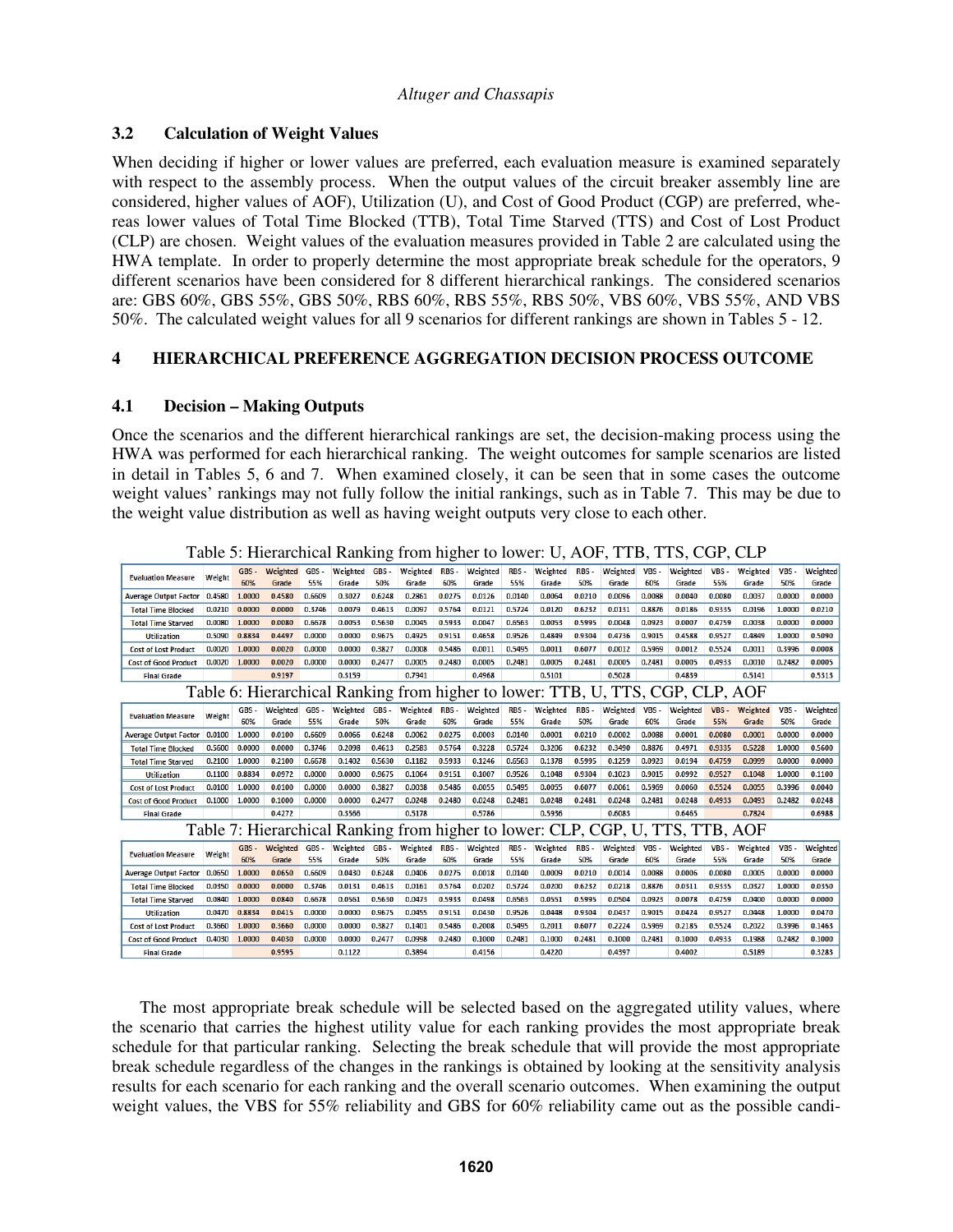### 3.2 Calculation of Weight Values

When deciding if higher or lower values are preferred, each evaluation measure is examined separately with respect to the assembly process. When the output values of the circuit breaker assembly line are considered, higher values of AOF), Utilization (U), and Cost of Good Product (CGP) are preferred, whereas lower values of Total Time Blocked (TTB), Total Time Starved (TTS) and Cost of Lost Product (CLP) are chosen. Weight values of the evaluation measures provided in Table 2 are calculated using the HWA template. In order to properly determine the most appropriate break schedule for the operators, 9 different scenarios have been considered for 8 different hierarchical rankings. The considered scenarios are: GBS 60%, GBS 55%, GBS 50%, RBS 60%, RBS 55%, RBS 50%, VBS 60%, VBS 55%, AND VBS 50%. The calculated weight values for all 9 scenarios for different rankings are shown in Tables 5 - 12.

## 4 HIERARCHICAL PREFERENCE AGGREGATION DECISION PROCESS OUTCOME

### 4.1 Decision – Making Outputs

Once the scenarios and the different hierarchical rankings are set, the decision-making process using the HWA was performed for each hierarchical ranking. The weight outcomes for sample scenarios are listed in detail in Tables 5, 6 and 7. When examined closely, it can be seen that in some cases the outcome weight values' rankings may not fully follow the initial rankings, such as in Table 7. This may be due to the weight value distribution as well as having weight outputs very close to each other.

Table 5: Hierarchical Ranking from higher to lower: U, AOF, TTB, TTS, CGP, CLP

| Evaluation Measure | Weight | GBS - 60% | Weighted Grade | GBS - 55% | Weighted Grade | GBS - 50% | Weighted Grade | RBS - 60% | Weighted Grade | RBS - 55% | Weighted Grade | RBS - 50% | Weighted Grade | VBS - 60% | Weighted Grade | VBS - 55% | Weighted Grade | VBS - 50% | Weighted Grade |
|---|---|---|---|---|---|---|---|---|---|---|---|---|---|---|---|---|---|---|---|
| Average Output Factor | 0.4580 | 1.0000 | 0.4580 | 0.6609 | 0.3027 | 0.6248 | 0.2861 | 0.0275 | 0.0126 | 0.0140 | 0.0064 | 0.0210 | 0.0096 | 0.0088 | 0.0040 | 0.0080 | 0.0037 | 0.0000 | 0.0000 |
| Total Time Blocked | 0.0210 | 0.0000 | 0.0000 | 0.3746 | 0.0079 | 0.4613 | 0.0097 | 0.5764 | 0.0121 | 0.5724 | 0.0120 | 0.6232 | 0.0131 | 0.8876 | 0.0186 | 0.9335 | 0.0196 | 1.0000 | 0.0210 |
| Total Time Starved | 0.0080 | 1.0000 | 0.0080 | 0.6678 | 0.0053 | 0.5630 | 0.0045 | 0.5933 | 0.0047 | 0.6563 | 0.0053 | 0.5995 | 0.0048 | 0.0923 | 0.0007 | 0.4759 | 0.0038 | 0.0000 | 0.0000 |
| Utilization | 0.5090 | 0.8834 | 0.4497 | 0.0000 | 0.0000 | 0.9675 | 0.4925 | 0.9151 | 0.4658 | 0.9526 | 0.4849 | 0.9304 | 0.4736 | 0.9015 | 0.4588 | 0.9527 | 0.4849 | 1.0000 | 0.5090 |
| Cost of Lost Product | 0.0020 | 1.0000 | 0.0020 | 0.0000 | 0.0000 | 0.3827 | 0.0008 | 0.5486 | 0.0011 | 0.5495 | 0.0011 | 0.6077 | 0.0012 | 0.5969 | 0.0012 | 0.5524 | 0.0011 | 0.3996 | 0.0008 |
| Cost of Good Product | 0.0020 | 1.0000 | 0.0020 | 0.0000 | 0.0000 | 0.2477 | 0.0005 | 0.2480 | 0.0005 | 0.2481 | 0.0005 | 0.2481 | 0.0005 | 0.2481 | 0.0005 | 0.4933 | 0.0010 | 0.2482 | 0.0005 |
| Final Grade | | | 0.9197 | | 0.3159 | | 0.7941 | | 0.4968 | | 0.5101 | | 0.5028 | | 0.4839 | | 0.5141 | | 0.5313 |

Table 6: Hierarchical Ranking from higher to lower: TTB, U, TTS, CGP, CLP, AOF

| Evaluation Measure | Weight | GBS - 60% | Weighted Grade | GBS - 55% | Weighted Grade | GBS - 50% | Weighted Grade | RBS - 60% | Weighted Grade | RBS - 55% | Weighted Grade | RBS - 50% | Weighted Grade | VBS - 60% | Weighted Grade | VBS - 55% | Weighted Grade | VBS - 50% | Weighted Grade |
|---|---|---|---|---|---|---|---|---|---|---|---|---|---|---|---|---|---|---|---|
| Average Output Factor | 0.0100 | 1.0000 | 0.0100 | 0.6609 | 0.0066 | 0.6248 | 0.0062 | 0.0275 | 0.0003 | 0.0140 | 0.0001 | 0.0210 | 0.0002 | 0.0088 | 0.0001 | 0.0080 | 0.0001 | 0.0000 | 0.0000 |
| Total Time Blocked | 0.5600 | 0.0000 | 0.0000 | 0.3746 | 0.2098 | 0.4613 | 0.2583 | 0.5764 | 0.3228 | 0.5724 | 0.3206 | 0.6232 | 0.3490 | 0.8876 | 0.4971 | 0.9335 | 0.5228 | 1.0000 | 0.5600 |
| Total Time Starved | 0.2100 | 1.0000 | 0.2100 | 0.6678 | 0.1402 | 0.5630 | 0.1182 | 0.5933 | 0.1246 | 0.6563 | 0.1378 | 0.5995 | 0.1259 | 0.0923 | 0.0194 | 0.4759 | 0.0999 | 0.0000 | 0.0000 |
| Utilization | 0.1100 | 0.8834 | 0.0972 | 0.0000 | 0.0000 | 0.9675 | 0.1064 | 0.9151 | 0.1007 | 0.9526 | 0.1048 | 0.9304 | 0.1023 | 0.9015 | 0.0992 | 0.9527 | 0.1048 | 1.0000 | 0.1100 |
| Cost of Lost Product | 0.0100 | 1.0000 | 0.0100 | 0.0000 | 0.0000 | 0.3827 | 0.0038 | 0.5486 | 0.0055 | 0.5495 | 0.0055 | 0.6077 | 0.0061 | 0.5969 | 0.0060 | 0.5524 | 0.0055 | 0.3996 | 0.0040 |
| Cost of Good Product | 0.1000 | 1.0000 | 0.1000 | 0.0000 | 0.0000 | 0.2477 | 0.0248 | 0.2480 | 0.0248 | 0.2481 | 0.0248 | 0.2481 | 0.0248 | 0.2481 | 0.0248 | 0.4933 | 0.0493 | 0.2482 | 0.0248 |
| Final Grade | | | 0.4272 | | 0.3566 | | 0.5178 | | 0.5786 | | 0.5936 | | 0.6083 | | 0.6465 | | 0.7824 | | 0.6988 |

Table 7: Hierarchical Ranking from higher to lower: CLP, CGP, U, TTS, TTB, AOF

| Evaluation Measure | Weight | GBS - 60% | Weighted Grade | GBS - 55% | Weighted Grade | GBS - 50% | Weighted Grade | RBS - 60% | Weighted Grade | RBS - 55% | Weighted Grade | RBS - 50% | Weighted Grade | VBS - 60% | Weighted Grade | VBS - 55% | Weighted Grade | VBS - 50% | Weighted Grade |
|---|---|---|---|---|---|---|---|---|---|---|---|---|---|---|---|---|---|---|---|
| Average Output Factor | 0.0650 | 1.0000 | 0.0650 | 0.6609 | 0.0430 | 0.6248 | 0.0406 | 0.0275 | 0.0018 | 0.0140 | 0.0009 | 0.0210 | 0.0014 | 0.0088 | 0.0006 | 0.0080 | 0.0005 | 0.0000 | 0.0000 |
| Total Time Blocked | 0.0350 | 0.0000 | 0.0000 | 0.3746 | 0.0131 | 0.4613 | 0.0161 | 0.5764 | 0.0202 | 0.5724 | 0.0200 | 0.6232 | 0.0218 | 0.8876 | 0.0311 | 0.9335 | 0.0327 | 1.0000 | 0.0350 |
| Total Time Starved | 0.0840 | 1.0000 | 0.0840 | 0.6678 | 0.0561 | 0.5630 | 0.0473 | 0.5933 | 0.0498 | 0.6563 | 0.0551 | 0.5995 | 0.0504 | 0.0923 | 0.0078 | 0.4759 | 0.0400 | 0.0000 | 0.0000 |
| Utilization | 0.0470 | 0.8834 | 0.0415 | 0.0000 | 0.0000 | 0.9675 | 0.0455 | 0.9151 | 0.0430 | 0.9526 | 0.0448 | 0.9304 | 0.0437 | 0.9015 | 0.0424 | 0.9527 | 0.0448 | 1.0000 | 0.0470 |
| Cost of Lost Product | 0.3660 | 1.0000 | 0.3660 | 0.0000 | 0.0000 | 0.3827 | 0.1401 | 0.5486 | 0.2008 | 0.5495 | 0.2011 | 0.6077 | 0.2224 | 0.5969 | 0.2185 | 0.5524 | 0.2022 | 0.3996 | 0.1463 |
| Cost of Good Product | 0.4030 | 1.0000 | 0.4030 | 0.0000 | 0.0000 | 0.2477 | 0.0998 | 0.2480 | 0.1000 | 0.2481 | 0.1000 | 0.2481 | 0.1000 | 0.2481 | 0.1000 | 0.4933 | 0.1988 | 0.2482 | 0.1000 |
| Final Grade | | | 0.9595 | | 0.1122 | | 0.3894 | | 0.4156 | | 0.4220 | | 0.4397 | | 0.4002 | | 0.5189 | | 0.3283 |

The most appropriate break schedule will be selected based on the aggregated utility values, where the scenario that carries the highest utility value for each ranking provides the most appropriate break schedule for that particular ranking. Selecting the break schedule that will provide the most appropriate break schedule regardless of the changes in the rankings is obtained by looking at the sensitivity analysis results for each scenario for each ranking and the overall scenario outcomes. When examining the output weight values, the VBS for 55% reliability and GBS for 60% reliability came out as the possible candi-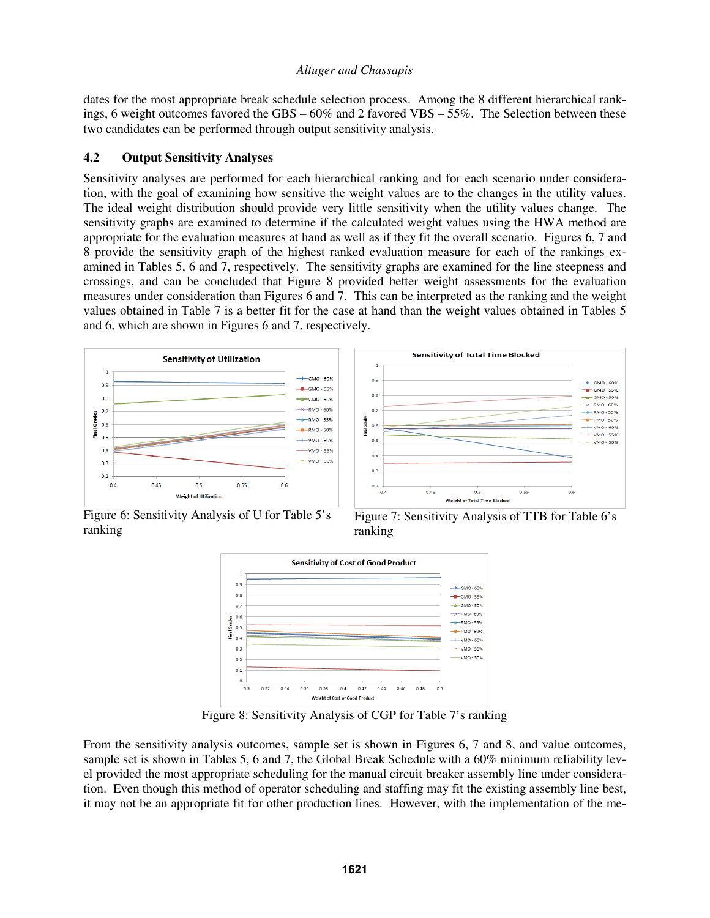dates for the most appropriate break schedule selection process. Among the 8 different hierarchical rankings, 6 weight outcomes favored the GBS – 60% and 2 favored VBS – 55%. The Selection between these two candidates can be performed through output sensitivity analysis.

### 4.2 Output Sensitivity Analyses

Sensitivity analyses are performed for each hierarchical ranking and for each scenario under consideration, with the goal of examining how sensitive the weight values are to the changes in the utility values. The ideal weight distribution should provide very little sensitivity when the utility values change. The sensitivity graphs are examined to determine if the calculated weight values using the HWA method are appropriate for the evaluation measures at hand as well as if they fit the overall scenario. Figures 6, 7 and 8 provide the sensitivity graph of the highest ranked evaluation measure for each of the rankings examined in Tables 5, 6 and 7, respectively. The sensitivity graphs are examined for the line steepness and crossings, and can be concluded that Figure 8 provided better weight assessments for the evaluation measures under consideration than Figures 6 and 7. This can be interpreted as the ranking and the weight values obtained in Table 7 is a better fit for the case at hand than the weight values obtained in Tables 5 and 6, which are shown in Figures 6 and 7, respectively.

Figure 6: Sensitivity Analysis of U for Table 5's ranking

Figure 7: Sensitivity Analysis of TTB for Table 6's ranking

Figure 8: Sensitivity Analysis of CGP for Table 7's ranking

From the sensitivity analysis outcomes, sample set is shown in Figures 6, 7 and 8, and value outcomes, sample set is shown in Tables 5, 6 and 7, the Global Break Schedule with a 60% minimum reliability level provided the most appropriate scheduling for the manual circuit breaker assembly line under consideration. Even though this method of operator scheduling and staffing may fit the existing assembly line best, it may not be an appropriate fit for other production lines. However, with the implementation of the me-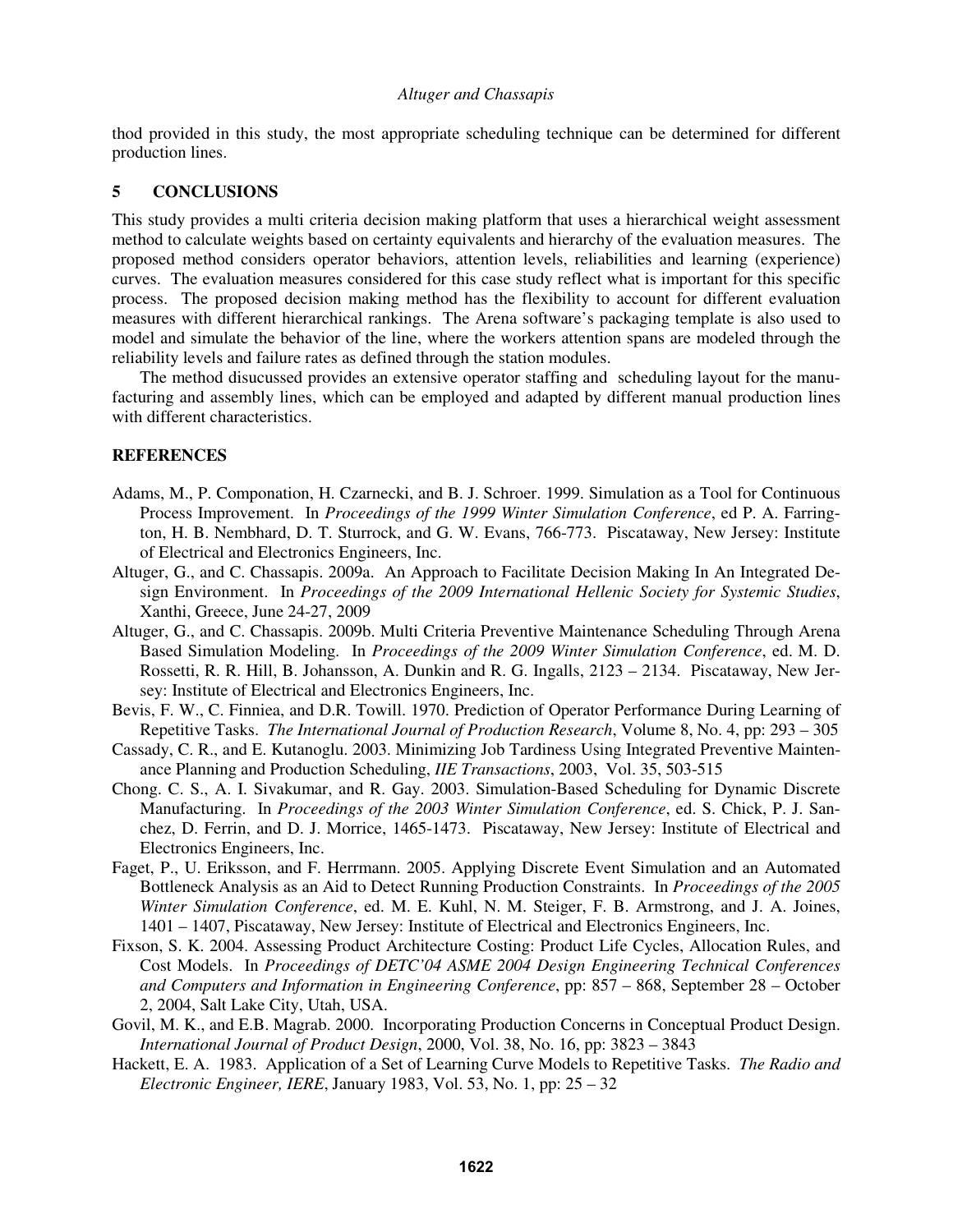thod provided in this study, the most appropriate scheduling technique can be determined for different production lines.

## 5 CONCLUSIONS

This study provides a multi criteria decision making platform that uses a hierarchical weight assessment method to calculate weights based on certainty equivalents and hierarchy of the evaluation measures. The proposed method considers operator behaviors, attention levels, reliabilities and learning (experience) curves. The evaluation measures considered for this case study reflect what is important for this specific process. The proposed decision making method has the flexibility to account for different evaluation measures with different hierarchical rankings. The Arena software's packaging template is also used to model and simulate the behavior of the line, where the workers attention spans are modeled through the reliability levels and failure rates as defined through the station modules.

The method disucussed provides an extensive operator staffing and scheduling layout for the manufacturing and assembly lines, which can be employed and adapted by different manual production lines with different characteristics.

## REFERENCES

Adams, M., P. Componation, H. Czarnecki, and B. J. Schroer. 1999. Simulation as a Tool for Continuous Process Improvement. In *Proceedings of the 1999 Winter Simulation Conference*, ed P. A. Farrington, H. B. Nembhard, D. T. Sturrock, and G. W. Evans, 766-773. Piscataway, New Jersey: Institute of Electrical and Electronics Engineers, Inc.

Altuger, G., and C. Chassapis. 2009a. An Approach to Facilitate Decision Making In An Integrated Design Environment. In *Proceedings of the 2009 International Hellenic Society for Systemic Studies*, Xanthi, Greece, June 24-27, 2009

Altuger, G., and C. Chassapis. 2009b. Multi Criteria Preventive Maintenance Scheduling Through Arena Based Simulation Modeling. In *Proceedings of the 2009 Winter Simulation Conference*, ed. M. D. Rossetti, R. R. Hill, B. Johansson, A. Dunkin and R. G. Ingalls, 2123 – 2134. Piscataway, New Jersey: Institute of Electrical and Electronics Engineers, Inc.

Bevis, F. W., C. Finniea, and D.R. Towill. 1970. Prediction of Operator Performance During Learning of Repetitive Tasks. *The International Journal of Production Research*, Volume 8, No. 4, pp: 293 – 305

Cassady, C. R., and E. Kutanoglu. 2003. Minimizing Job Tardiness Using Integrated Preventive Maintenance Planning and Production Scheduling, *IIE Transactions*, 2003, Vol. 35, 503-515

Chong. C. S., A. I. Sivakumar, and R. Gay. 2003. Simulation-Based Scheduling for Dynamic Discrete Manufacturing. In *Proceedings of the 2003 Winter Simulation Conference*, ed. S. Chick, P. J. Sanchez, D. Ferrin, and D. J. Morrice, 1465-1473. Piscataway, New Jersey: Institute of Electrical and Electronics Engineers, Inc.

Faget, P., U. Eriksson, and F. Herrmann. 2005. Applying Discrete Event Simulation and an Automated Bottleneck Analysis as an Aid to Detect Running Production Constraints. In *Proceedings of the 2005 Winter Simulation Conference*, ed. M. E. Kuhl, N. M. Steiger, F. B. Armstrong, and J. A. Joines, 1401 – 1407, Piscataway, New Jersey: Institute of Electrical and Electronics Engineers, Inc.

Fixson, S. K. 2004. Assessing Product Architecture Costing: Product Life Cycles, Allocation Rules, and Cost Models. In *Proceedings of DETC'04 ASME 2004 Design Engineering Technical Conferences and Computers and Information in Engineering Conference*, pp: 857 – 868, September 28 – October 2, 2004, Salt Lake City, Utah, USA.

Govil, M. K., and E.B. Magrab. 2000. Incorporating Production Concerns in Conceptual Product Design. *International Journal of Product Design*, 2000, Vol. 38, No. 16, pp: 3823 – 3843

Hackett, E. A. 1983. Application of a Set of Learning Curve Models to Repetitive Tasks. *The Radio and Electronic Engineer, IERE*, January 1983, Vol. 53, No. 1, pp: 25 – 32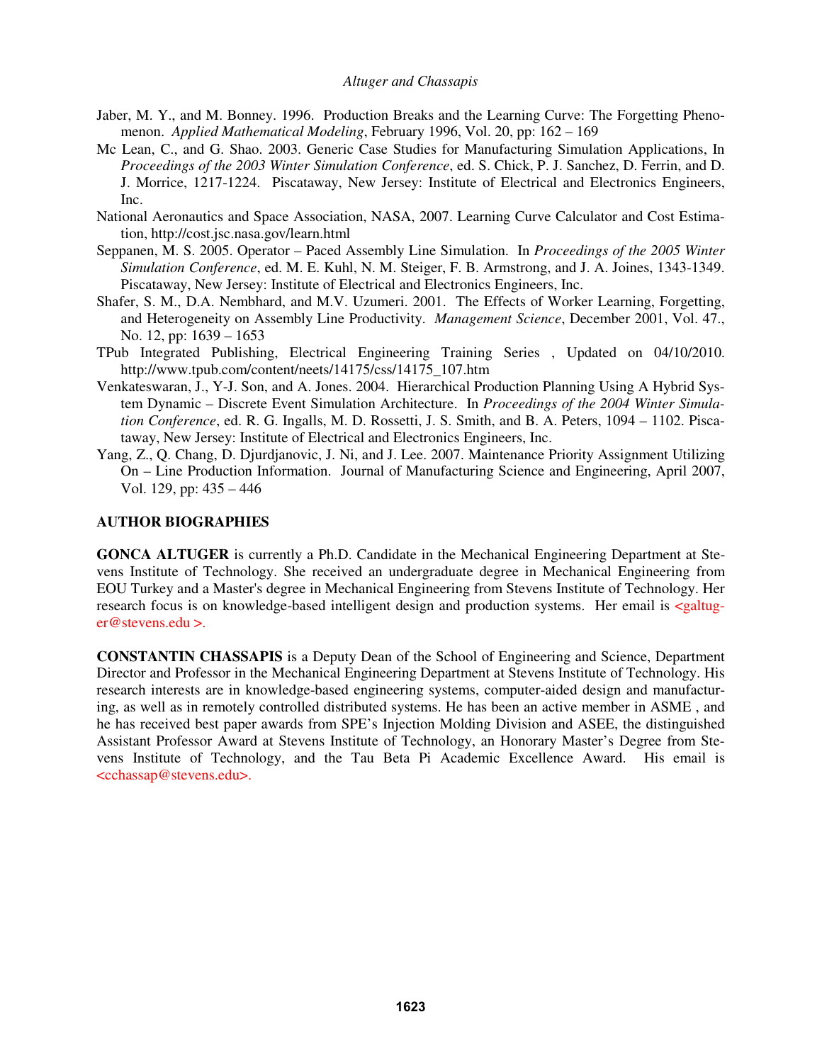Jaber, M. Y., and M. Bonney. 1996. Production Breaks and the Learning Curve: The Forgetting Phenomenon. *Applied Mathematical Modeling*, February 1996, Vol. 20, pp: 162 – 169

Mc Lean, C., and G. Shao. 2003. Generic Case Studies for Manufacturing Simulation Applications, In *Proceedings of the 2003 Winter Simulation Conference*, ed. S. Chick, P. J. Sanchez, D. Ferrin, and D. J. Morrice, 1217-1224. Piscataway, New Jersey: Institute of Electrical and Electronics Engineers, Inc.

National Aeronautics and Space Association, NASA, 2007. Learning Curve Calculator and Cost Estimation, http://cost.jsc.nasa.gov/learn.html

Seppanen, M. S. 2005. Operator – Paced Assembly Line Simulation. In *Proceedings of the 2005 Winter Simulation Conference*, ed. M. E. Kuhl, N. M. Steiger, F. B. Armstrong, and J. A. Joines, 1343-1349. Piscataway, New Jersey: Institute of Electrical and Electronics Engineers, Inc.

Shafer, S. M., D.A. Nembhard, and M.V. Uzumeri. 2001. The Effects of Worker Learning, Forgetting, and Heterogeneity on Assembly Line Productivity. *Management Science*, December 2001, Vol. 47., No. 12, pp: 1639 – 1653

TPub Integrated Publishing, Electrical Engineering Training Series , Updated on 04/10/2010. http://www.tpub.com/content/neets/14175/css/14175_107.htm

Venkateswaran, J., Y-J. Son, and A. Jones. 2004. Hierarchical Production Planning Using A Hybrid System Dynamic – Discrete Event Simulation Architecture. In *Proceedings of the 2004 Winter Simulation Conference*, ed. R. G. Ingalls, M. D. Rossetti, J. S. Smith, and B. A. Peters, 1094 – 1102. Piscataway, New Jersey: Institute of Electrical and Electronics Engineers, Inc.

Yang, Z., Q. Chang, D. Djurdjanovic, J. Ni, and J. Lee. 2007. Maintenance Priority Assignment Utilizing On – Line Production Information. Journal of Manufacturing Science and Engineering, April 2007, Vol. 129, pp: 435 – 446

## AUTHOR BIOGRAPHIES

**GONCA ALTUGER** is currently a Ph.D. Candidate in the Mechanical Engineering Department at Stevens Institute of Technology. She received an undergraduate degree in Mechanical Engineering from EOU Turkey and a Master's degree in Mechanical Engineering from Stevens Institute of Technology. Her research focus is on knowledge-based intelligent design and production systems. Her email is <galtuger@stevens.edu >.

**CONSTANTIN CHASSAPIS** is a Deputy Dean of the School of Engineering and Science, Department Director and Professor in the Mechanical Engineering Department at Stevens Institute of Technology. His research interests are in knowledge-based engineering systems, computer-aided design and manufacturing, as well as in remotely controlled distributed systems. He has been an active member in ASME , and he has received best paper awards from SPE's Injection Molding Division and ASEE, the distinguished Assistant Professor Award at Stevens Institute of Technology, an Honorary Master's Degree from Stevens Institute of Technology, and the Tau Beta Pi Academic Excellence Award. His email is <cchassap@stevens.edu>.